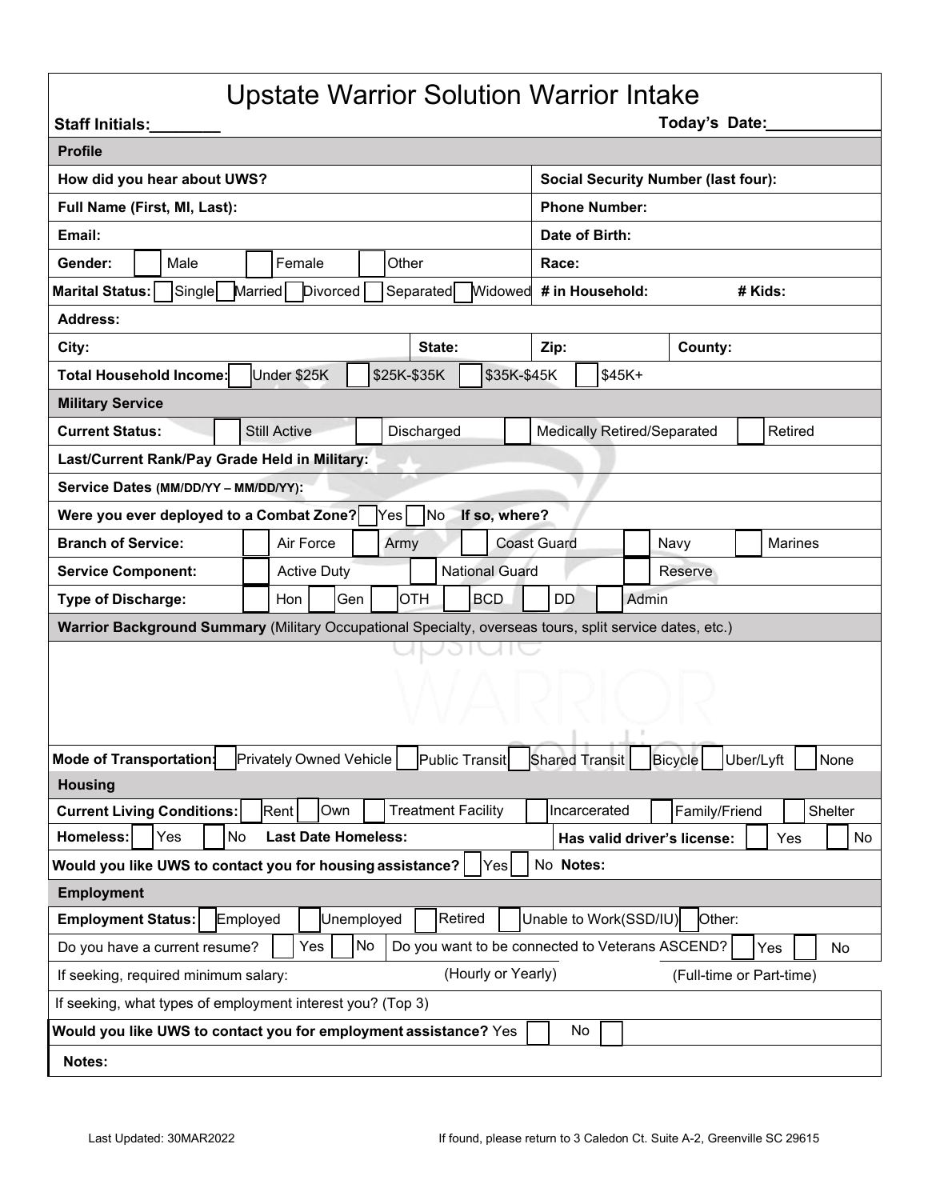# Upstate Warrior Solution Warrior Intake

**Staff Initials:________** **Today's Date:____________**

## Profile

| | |
|---|---|
| **How did you hear about UWS?** | **Social Security Number (last four):** |
| **Full Name (First, MI, Last):** | **Phone Number:** |
| **Email:** | **Date of Birth:** |
| **Gender:** ☐ Male ☐ Female ☐ Other | **Race:** |
| **Marital Status:** ☐ Single ☐ Married ☐ Divorced ☐ Separated ☐ Widowed | **# in Household:** **# Kids:** |

**Address:**

| | | | |
|---|---|---|---|
| **City:** | **State:** | **Zip:** | **County:** |

**Total Household Income:** ☐ Under $25K ☐ $25K-$35K ☐ $35K-$45K ☐ $45K+

## Military Service

**Current Status:** ☐ Still Active ☐ Discharged ☐ Medically Retired/Separated ☐ Retired

**Last/Current Rank/Pay Grade Held in Military:**

**Service Dates (MM/DD/YY – MM/DD/YY):**

**Were you ever deployed to a Combat Zone?** ☐ Yes ☐ No **If so, where?**

**Branch of Service:** ☐ Air Force ☐ Army ☐ Coast Guard ☐ Navy ☐ Marines

**Service Component:** ☐ Active Duty ☐ National Guard ☐ Reserve

**Type of Discharge:** ☐ Hon ☐ Gen ☐ OTH ☐ BCD ☐ DD ☐ Admin

**Warrior Background Summary** (Military Occupational Specialty, overseas tours, split service dates, etc.)

&nbsp;

**Mode of Transportation:** ☐ Privately Owned Vehicle ☐ Public Transit ☐ Shared Transit ☐ Bicycle ☐ Uber/Lyft ☐ None

## Housing

**Current Living Conditions:** ☐ Rent ☐ Own ☐ Treatment Facility ☐ Incarcerated ☐ Family/Friend ☐ Shelter

**Homeless:** ☐ Yes ☐ No **Last Date Homeless:** **Has valid driver's license:** ☐ Yes ☐ No

**Would you like UWS to contact you for housing assistance?** ☐ Yes ☐ No **Notes:**

## Employment

**Employment Status:** ☐ Employed ☐ Unemployed ☐ Retired ☐ Unable to Work(SSD/IU) ☐ Other:

Do you have a current resume? ☐ Yes ☐ No Do you want to be connected to Veterans ASCEND? ☐ Yes ☐ No

If seeking, required minimum salary: (Hourly or Yearly) (Full-time or Part-time)

If seeking, what types of employment interest you? (Top 3)

**Would you like UWS to contact you for employment assistance?** Yes ☐ No ☐

**Notes:**

Last Updated: 30MAR2022 If found, please return to 3 Caledon Ct. Suite A-2, Greenville SC 29615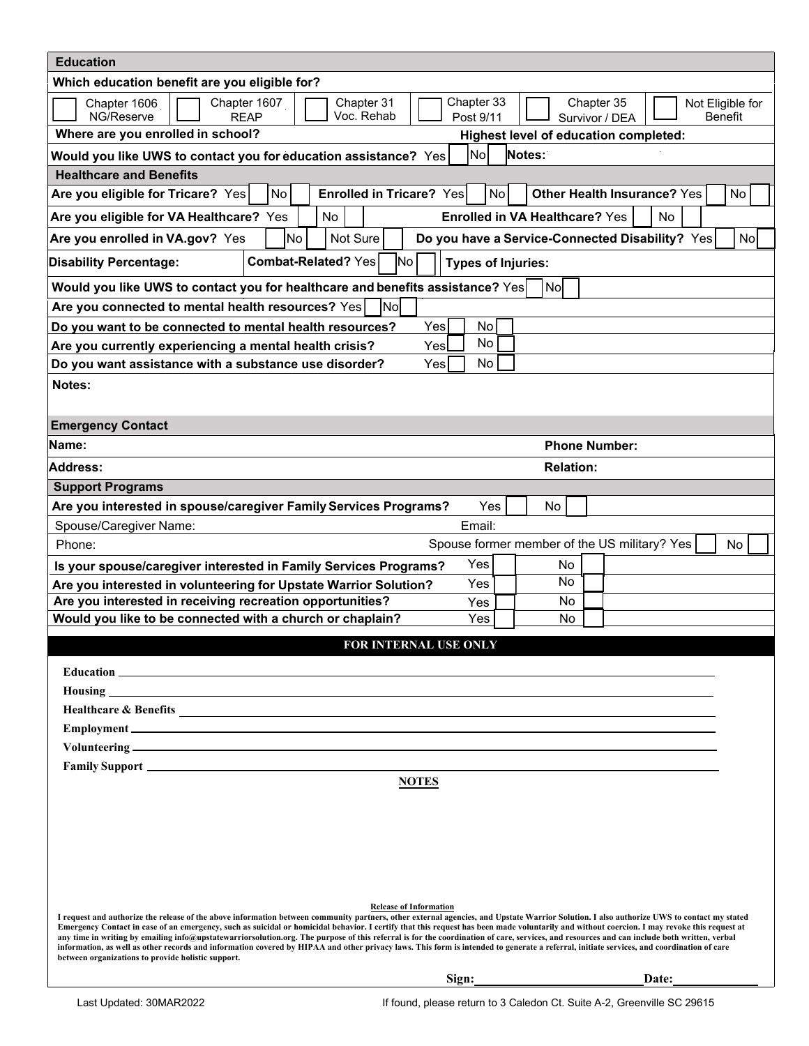## Education

**Which education benefit are you eligible for?**

| | | | | | |
|---|---|---|---|---|---|
| ☐ Chapter 1606 NG/Reserve | ☐ Chapter 1607 REAP | ☐ Chapter 31 Voc. Rehab | ☐ Chapter 33 Post 9/11 | ☐ Chapter 35 Survivor / DEA | ☐ Not Eligible for Benefit |

**Where are you enrolled in school?** **Highest level of education completed:**

**Would you like UWS to contact you for education assistance?** Yes ☐ No ☐ **Notes:**

## Healthcare and Benefits

**Are you eligible for Tricare?** Yes ☐ No ☐ **Enrolled in Tricare?** Yes ☐ No ☐ **Other Health Insurance?** Yes ☐ No ☐

**Are you eligible for VA Healthcare?** Yes ☐ No ☐ **Enrolled in VA Healthcare?** Yes ☐ No ☐

**Are you enrolled in VA.gov?** Yes ☐ No ☐ Not Sure ☐ **Do you have a Service-Connected Disability?** Yes ☐ No ☐

**Disability Percentage:** **Combat-Related?** Yes ☐ No ☐ **Types of Injuries:**

**Would you like UWS to contact you for healthcare and benefits assistance?** Yes ☐ No ☐

**Are you connected to mental health resources?** Yes ☐ No ☐

**Do you want to be connected to mental health resources?** Yes ☐ No ☐

**Are you currently experiencing a mental health crisis?** Yes ☐ No ☐

**Do you want assistance with a substance use disorder?** Yes ☐ No ☐

**Notes:**

## Emergency Contact

**Name:** **Phone Number:**

**Address:** **Relation:**

## Support Programs

**Are you interested in spouse/caregiver Family Services Programs?** Yes ☐ No ☐

Spouse/Caregiver Name: Email:

Phone: Spouse former member of the US military? Yes ☐ No ☐

**Is your spouse/caregiver interested in Family Services Programs?** Yes ☐ No ☐

**Are you interested in volunteering for Upstate Warrior Solution?** Yes ☐ No ☐

**Are you interested in receiving recreation opportunities?** Yes ☐ No ☐

**Would you like to be connected with a church or chaplain?** Yes ☐ No ☐

## FOR INTERNAL USE ONLY

**Education** \_\_\_\_\_\_\_\_\_\_\_\_\_\_\_\_\_\_\_\_

**Housing** \_\_\_\_\_\_\_\_\_\_\_\_\_\_\_\_\_\_\_\_

**Healthcare & Benefits** \_\_\_\_\_\_\_\_\_\_\_\_\_\_\_\_\_\_\_\_

**Employment** \_\_\_\_\_\_\_\_\_\_\_\_\_\_\_\_\_\_\_\_

**Volunteering** \_\_\_\_\_\_\_\_\_\_\_\_\_\_\_\_\_\_\_\_

**Family Support** \_\_\_\_\_\_\_\_\_\_\_\_\_\_\_\_\_\_\_\_

**NOTES**

**Release of Information**

**I request and authorize the release of the above information between community partners, other external agencies, and Upstate Warrior Solution. I also authorize UWS to contact my stated Emergency Contact in case of an emergency, such as suicidal or homicidal behavior. I certify that this request has been made voluntarily and without coercion. I may revoke this request at any time in writing by emailing info@upstatewarriorsolution.org. The purpose of this referral is for the coordination of care, services, and resources and can include both written, verbal information, as well as other records and information covered by HIPAA and other privacy laws. This form is intended to generate a referral, initiate services, and coordination of care between organizations to provide holistic support.**

**Sign:**\_\_\_\_\_\_\_\_\_\_\_\_\_\_\_\_ **Date:**\_\_\_\_\_\_\_\_

Last Updated: 30MAR2022

If found, please return to 3 Caledon Ct. Suite A-2, Greenville SC 29615